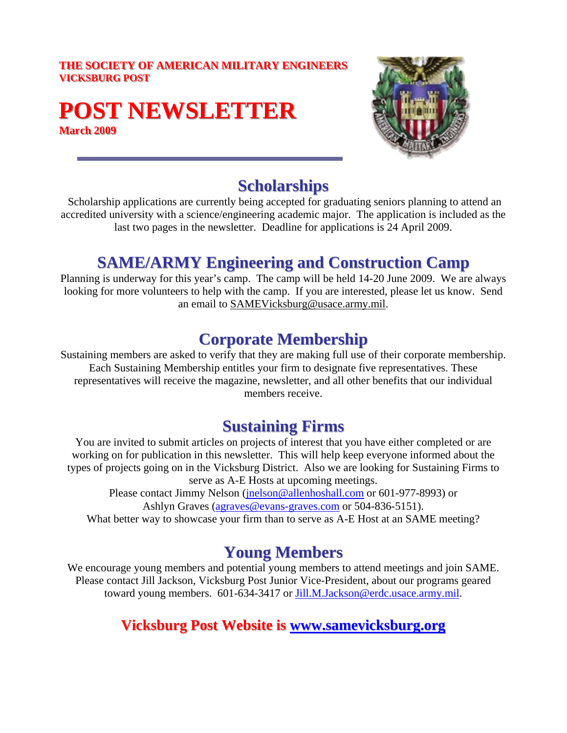**THE SOCIETY OF AMERICAN MILITARY ENGINEERS**
**VICKSBURG POST**

# POST NEWSLETTER

**March 2009**

## Scholarships

Scholarship applications are currently being accepted for graduating seniors planning to attend an accredited university with a science/engineering academic major. The application is included as the last two pages in the newsletter. Deadline for applications is 24 April 2009.

## SAME/ARMY Engineering and Construction Camp

Planning is underway for this year's camp. The camp will be held 14-20 June 2009. We are always looking for more volunteers to help with the camp. If you are interested, please let us know. Send an email to SAMEVicksburg@usace.army.mil.

## Corporate Membership

Sustaining members are asked to verify that they are making full use of their corporate membership. Each Sustaining Membership entitles your firm to designate five representatives. These representatives will receive the magazine, newsletter, and all other benefits that our individual members receive.

## Sustaining Firms

You are invited to submit articles on projects of interest that you have either completed or are working on for publication in this newsletter. This will help keep everyone informed about the types of projects going on in the Vicksburg District. Also we are looking for Sustaining Firms to serve as A-E Hosts at upcoming meetings.

Please contact Jimmy Nelson (jnelson@allenhoshall.com or 601-977-8993) or Ashlyn Graves (agraves@evans-graves.com or 504-836-5151).

What better way to showcase your firm than to serve as A-E Host at an SAME meeting?

## Young Members

We encourage young members and potential young members to attend meetings and join SAME. Please contact Jill Jackson, Vicksburg Post Junior Vice-President, about our programs geared toward young members. 601-634-3417 or Jill.M.Jackson@erdc.usace.army.mil.

## Vicksburg Post Website is www.samevicksburg.org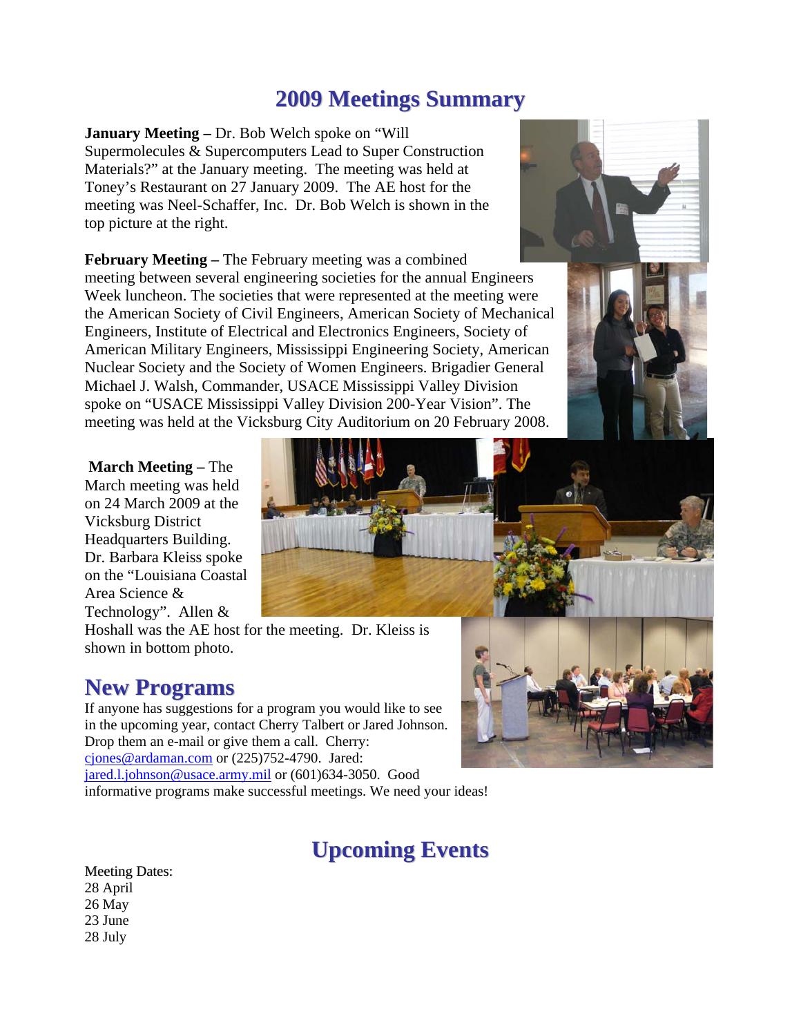# 2009 Meetings Summary

**January Meeting –** Dr. Bob Welch spoke on "Will Supermolecules & Supercomputers Lead to Super Construction Materials?" at the January meeting. The meeting was held at Toney's Restaurant on 27 January 2009. The AE host for the meeting was Neel-Schaffer, Inc. Dr. Bob Welch is shown in the top picture at the right.

**February Meeting –** The February meeting was a combined meeting between several engineering societies for the annual Engineers Week luncheon. The societies that were represented at the meeting were the American Society of Civil Engineers, American Society of Mechanical Engineers, Institute of Electrical and Electronics Engineers, Society of American Military Engineers, Mississippi Engineering Society, American Nuclear Society and the Society of Women Engineers. Brigadier General Michael J. Walsh, Commander, USACE Mississippi Valley Division spoke on "USACE Mississippi Valley Division 200-Year Vision". The meeting was held at the Vicksburg City Auditorium on 20 February 2008.

**March Meeting –** The March meeting was held on 24 March 2009 at the Vicksburg District Headquarters Building. Dr. Barbara Kleiss spoke on the "Louisiana Coastal Area Science & Technology". Allen & Hoshall was the AE host for the meeting. Dr. Kleiss is shown in bottom photo.

## New Programs

If anyone has suggestions for a program you would like to see in the upcoming year, contact Cherry Talbert or Jared Johnson. Drop them an e-mail or give them a call. Cherry: cjones@ardaman.com or (225)752-4790. Jared: jared.l.johnson@usace.army.mil or (601)634-3050. Good informative programs make successful meetings. We need your ideas!

# Upcoming Events

Meeting Dates:
28 April
26 May
23 June
28 July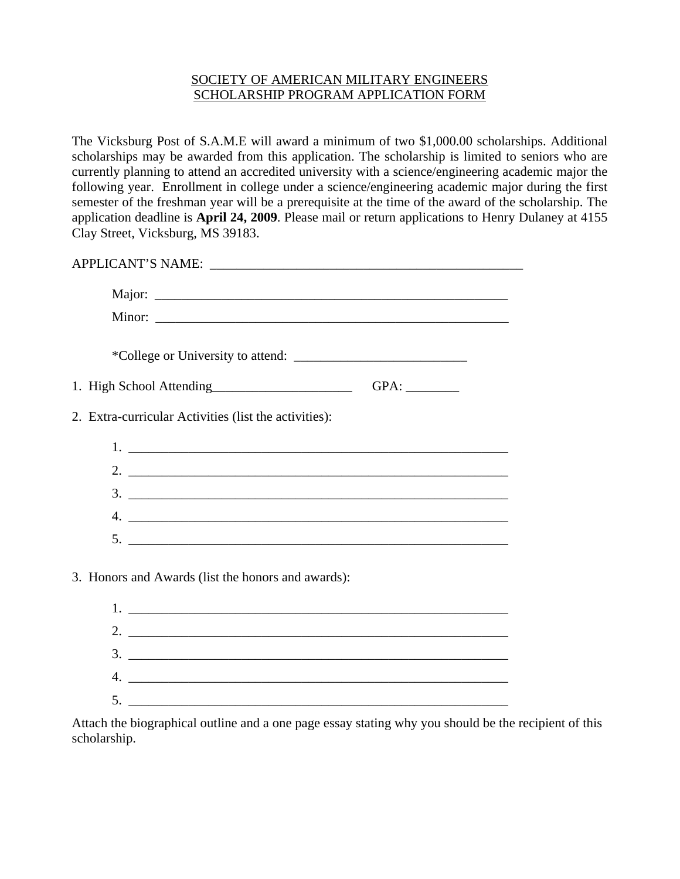SOCIETY OF AMERICAN MILITARY ENGINEERS
SCHOLARSHIP PROGRAM APPLICATION FORM

The Vicksburg Post of S.A.M.E will award a minimum of two $1,000.00 scholarships. Additional scholarships may be awarded from this application. The scholarship is limited to seniors who are currently planning to attend an accredited university with a science/engineering academic major the following year. Enrollment in college under a science/engineering academic major during the first semester of the freshman year will be a prerequisite at the time of the award of the scholarship. The application deadline is **April 24, 2009**. Please mail or return applications to Henry Dulaney at 4155 Clay Street, Vicksburg, MS 39183.

APPLICANT'S NAME: _______________________________________________

Major: ______________________________________________________

Minor: ______________________________________________________

*College or University to attend: __________________________

1. High School Attending_____________________ GPA: ________

2. Extra-curricular Activities (list the activities):

   1. ___________________________________________________________
   2. ___________________________________________________________
   3. ___________________________________________________________
   4. ___________________________________________________________
   5. ___________________________________________________________

3. Honors and Awards (list the honors and awards):

   1. ___________________________________________________________
   2. ___________________________________________________________
   3. ___________________________________________________________
   4. ___________________________________________________________
   5. ___________________________________________________________

Attach the biographical outline and a one page essay stating why you should be the recipient of this scholarship.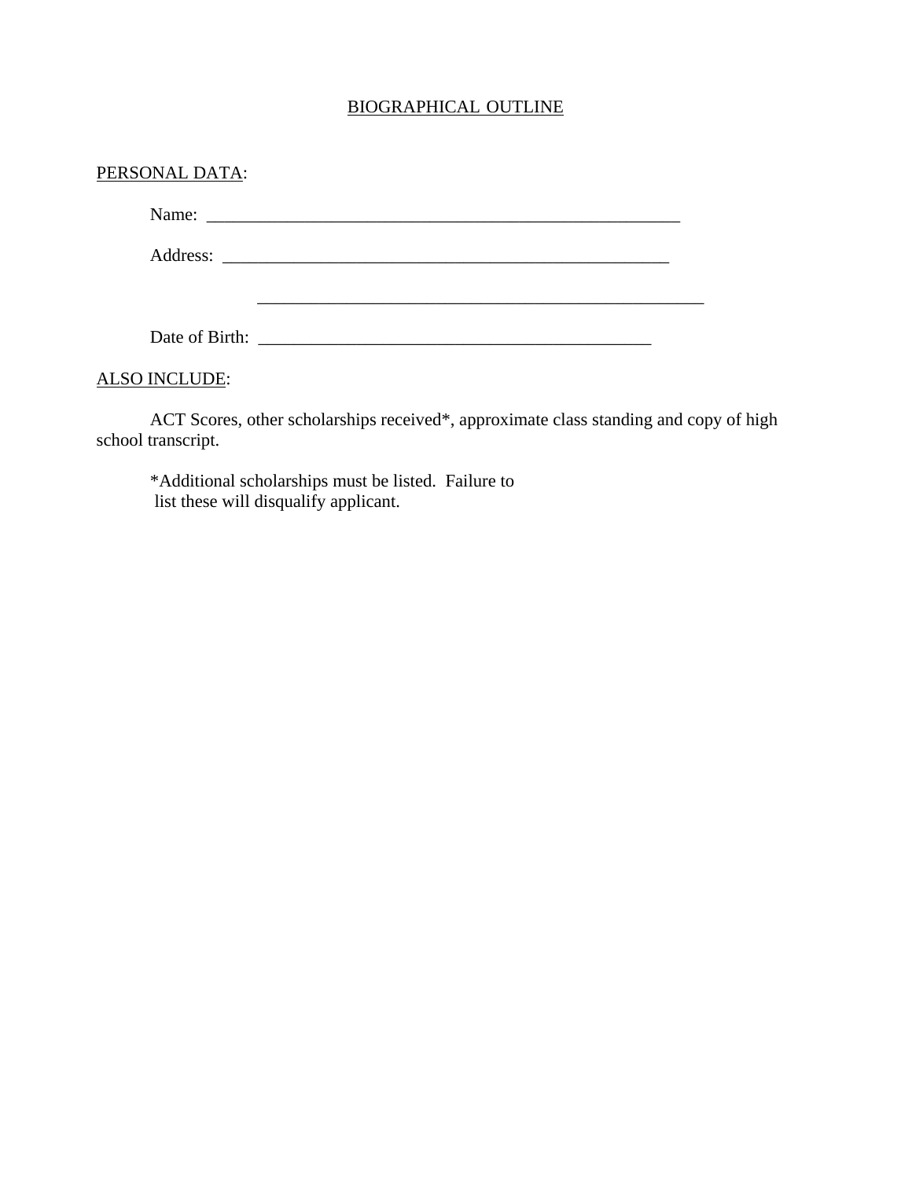<u>BIOGRAPHICAL OUTLINE</u>

<u>PERSONAL DATA</u>:

Name: _______________________________________________________

Address: ____________________________________________________

_____________________________________________________

Date of Birth: ___________________________________________

<u>ALSO INCLUDE</u>:

ACT Scores, other scholarships received*, approximate class standing and copy of high school transcript.

*Additional scholarships must be listed. Failure to list these will disqualify applicant.